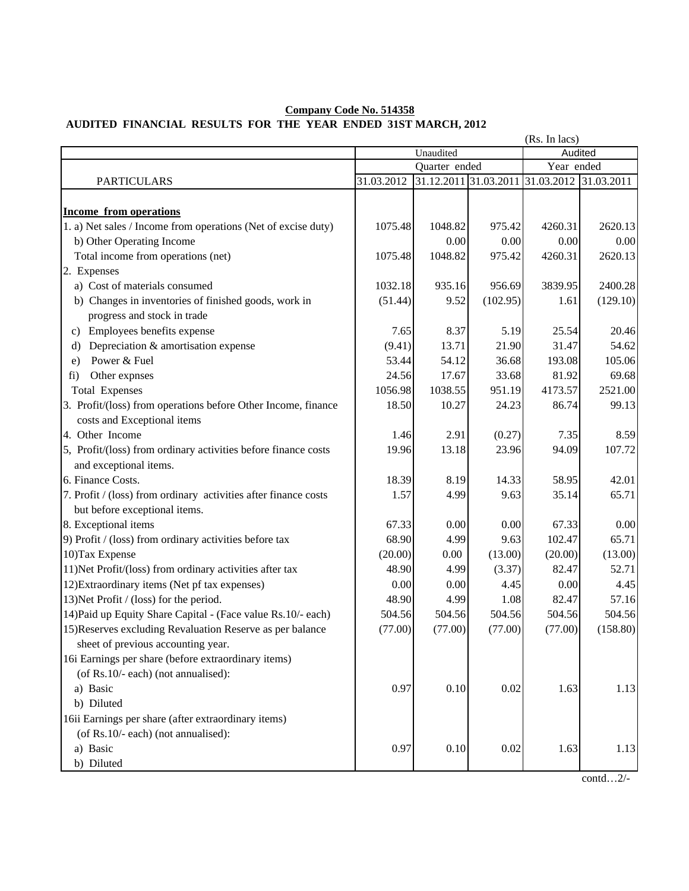**Company Code No. 514358**

**AUDITED FINANCIAL RESULTS FOR THE YEAR ENDED 31ST MARCH, 2012**

(Rs. In lacs)

| PARTICULARS | Unaudited | | | Audited | |
|---|---|---|---|---|---|
| | Quarter ended | | | Year ended | |
| | 31.03.2012 | 31.12.2011 | 31.03.2011 | 31.03.2012 | 31.03.2011 |
| **Income from operations** | | | | | |
| 1. a) Net sales / Income from operations (Net of excise duty) | 1075.48 | 1048.82 | 975.42 | 4260.31 | 2620.13 |
| b) Other Operating Income | | 0.00 | 0.00 | 0.00 | 0.00 |
| Total income from operations (net) | 1075.48 | 1048.82 | 975.42 | 4260.31 | 2620.13 |
| 2. Expenses | | | | | |
| a) Cost of materials consumed | 1032.18 | 935.16 | 956.69 | 3839.95 | 2400.28 |
| b) Changes in inventories of finished goods, work in progress and stock in trade | (51.44) | 9.52 | (102.95) | 1.61 | (129.10) |
| c) Employees benefits expense | 7.65 | 8.37 | 5.19 | 25.54 | 20.46 |
| d) Depreciation & amortisation expense | (9.41) | 13.71 | 21.90 | 31.47 | 54.62 |
| e) Power & Fuel | 53.44 | 54.12 | 36.68 | 193.08 | 105.06 |
| fi) Other expnses | 24.56 | 17.67 | 33.68 | 81.92 | 69.68 |
| Total Expenses | 1056.98 | 1038.55 | 951.19 | 4173.57 | 2521.00 |
| 3. Profit/(loss) from operations before Other Income, finance costs and Exceptional items | 18.50 | 10.27 | 24.23 | 86.74 | 99.13 |
| 4. Other Income | 1.46 | 2.91 | (0.27) | 7.35 | 8.59 |
| 5, Profit/(loss) from ordinary activities before finance costs and exceptional items. | 19.96 | 13.18 | 23.96 | 94.09 | 107.72 |
| 6. Finance Costs. | 18.39 | 8.19 | 14.33 | 58.95 | 42.01 |
| 7. Profit / (loss) from ordinary activities after finance costs but before exceptional items. | 1.57 | 4.99 | 9.63 | 35.14 | 65.71 |
| 8. Exceptional items | 67.33 | 0.00 | 0.00 | 67.33 | 0.00 |
| 9) Profit / (loss) from ordinary activities before tax | 68.90 | 4.99 | 9.63 | 102.47 | 65.71 |
| 10)Tax Expense | (20.00) | 0.00 | (13.00) | (20.00) | (13.00) |
| 11)Net Profit/(loss) from ordinary activities after tax | 48.90 | 4.99 | (3.37) | 82.47 | 52.71 |
| 12)Extraordinary items (Net pf tax expenses) | 0.00 | 0.00 | 4.45 | 0.00 | 4.45 |
| 13)Net Profit / (loss) for the period. | 48.90 | 4.99 | 1.08 | 82.47 | 57.16 |
| 14)Paid up Equity Share Capital - (Face value Rs.10/- each) | 504.56 | 504.56 | 504.56 | 504.56 | 504.56 |
| 15)Reserves excluding Revaluation Reserve as per balance sheet of previous accounting year. | (77.00) | (77.00) | (77.00) | (77.00) | (158.80) |
| 16i Earnings per share (before extraordinary items) (of Rs.10/- each) (not annualised): | | | | | |
| a) Basic | 0.97 | 0.10 | 0.02 | 1.63 | 1.13 |
| b) Diluted | | | | | |
| 16ii Earnings per share (after extraordinary items) (of Rs.10/- each) (not annualised): | | | | | |
| a) Basic | 0.97 | 0.10 | 0.02 | 1.63 | 1.13 |
| b) Diluted | | | | | |

contd…2/-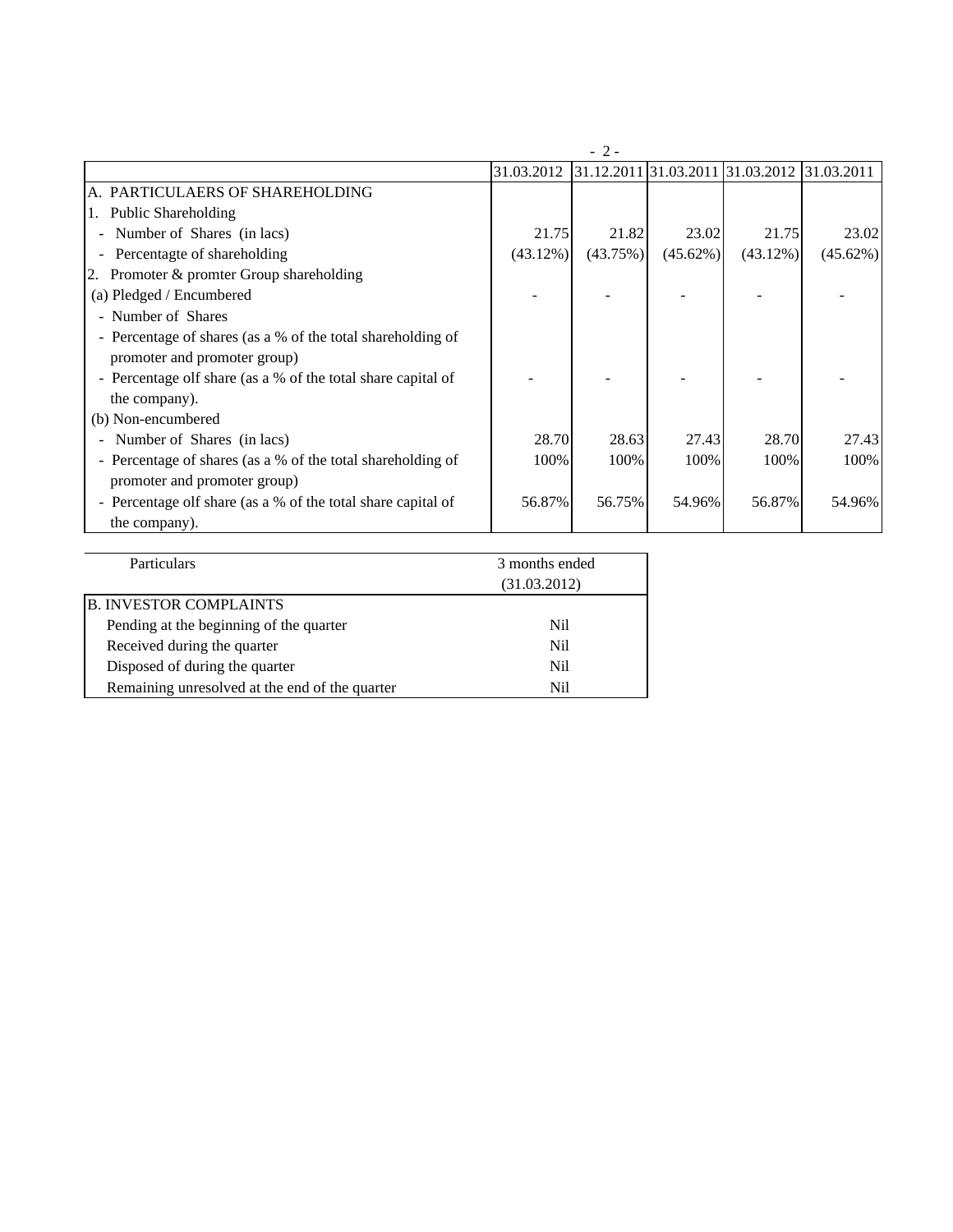| | 31.03.2012 | 31.12.2011 | 31.03.2011 | 31.03.2012 | 31.03.2011 |
|---|---|---|---|---|---|
| A. PARTICULAERS OF SHAREHOLDING | | | | | |
| 1. Public Shareholding | | | | | |
| - Number of Shares (in lacs) | 21.75 | 21.82 | 23.02 | 21.75 | 23.02 |
| - Percentagte of shareholding | (43.12%) | (43.75%) | (45.62%) | (43.12%) | (45.62%) |
| 2. Promoter & promter Group shareholding | | | | | |
| (a) Pledged / Encumbered | - | - | - | - | - |
| - Number of Shares | | | | | |
| - Percentage of shares (as a % of the total shareholding of promoter and promoter group) | | | | | |
| - Percentage olf share (as a % of the total share capital of the company). | - | - | - | - | - |
| (b) Non-encumbered | | | | | |
| - Number of Shares (in lacs) | 28.70 | 28.63 | 27.43 | 28.70 | 27.43 |
| - Percentage of shares (as a % of the total shareholding of promoter and promoter group) | 100% | 100% | 100% | 100% | 100% |
| - Percentage olf share (as a % of the total share capital of the company). | 56.87% | 56.75% | 54.96% | 56.87% | 54.96% |

| Particulars | 3 months ended (31.03.2012) |
|---|---|
| B. INVESTOR COMPLAINTS | |
| Pending at the beginning of the quarter | Nil |
| Received during the quarter | Nil |
| Disposed of during the quarter | Nil |
| Remaining unresolved at the end of the quarter | Nil |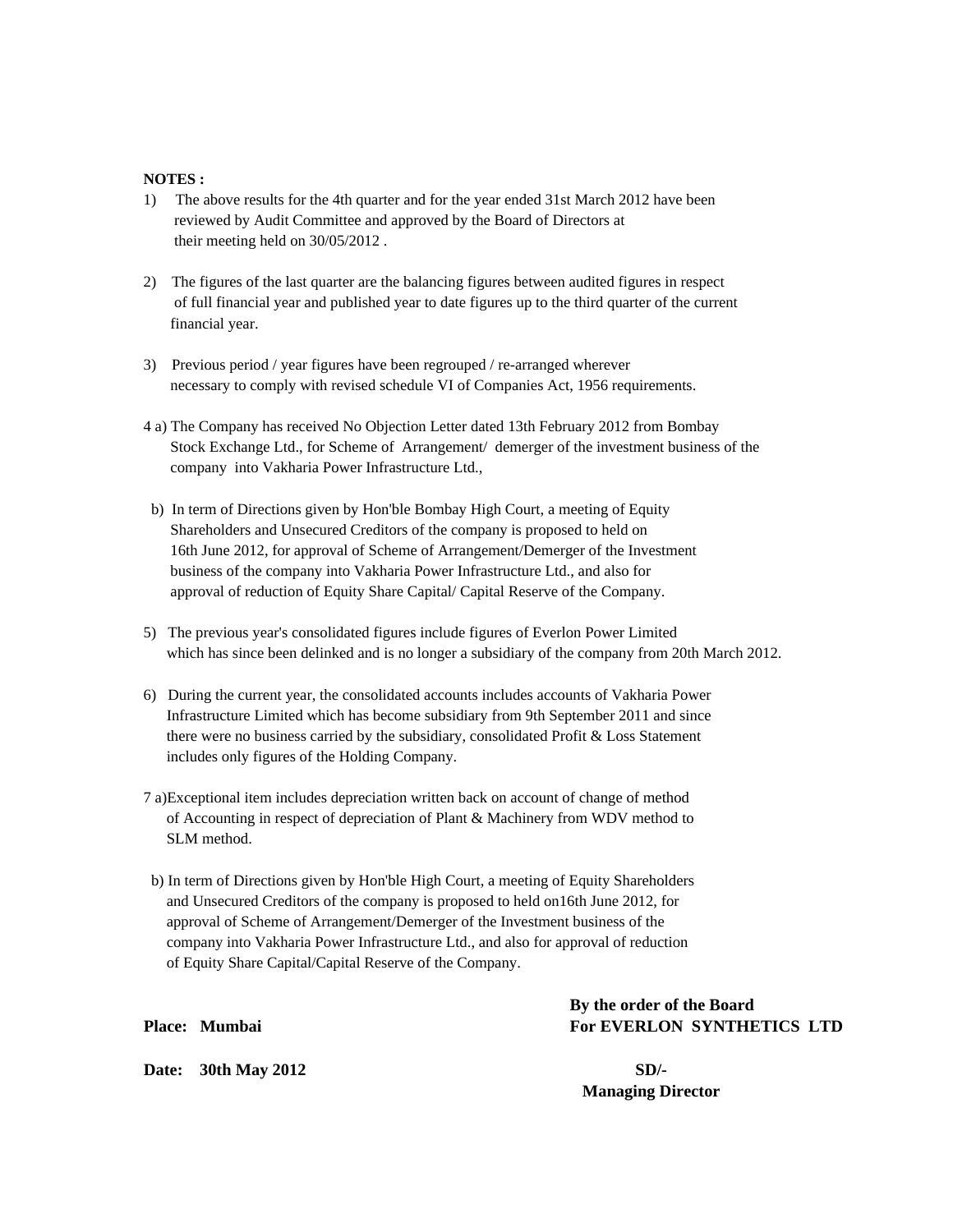**NOTES :**

1) The above results for the 4th quarter and for the year ended 31st March 2012 have been reviewed by Audit Committee and approved by the Board of Directors at their meeting held on 30/05/2012 .

2) The figures of the last quarter are the balancing figures between audited figures in respect of full financial year and published year to date figures up to the third quarter of the current financial year.

3) Previous period / year figures have been regrouped / re-arranged wherever necessary to comply with revised schedule VI of Companies Act, 1956 requirements.

4 a) The Company has received No Objection Letter dated 13th February 2012 from Bombay Stock Exchange Ltd., for Scheme of Arrangement/ demerger of the investment business of the company into Vakharia Power Infrastructure Ltd.,

b) In term of Directions given by Hon'ble Bombay High Court, a meeting of Equity Shareholders and Unsecured Creditors of the company is proposed to held on 16th June 2012, for approval of Scheme of Arrangement/Demerger of the Investment business of the company into Vakharia Power Infrastructure Ltd., and also for approval of reduction of Equity Share Capital/ Capital Reserve of the Company.

5) The previous year's consolidated figures include figures of Everlon Power Limited which has since been delinked and is no longer a subsidiary of the company from 20th March 2012.

6) During the current year, the consolidated accounts includes accounts of Vakharia Power Infrastructure Limited which has become subsidiary from 9th September 2011 and since there were no business carried by the subsidiary, consolidated Profit & Loss Statement includes only figures of the Holding Company.

7 a) Exceptional item includes depreciation written back on account of change of method of Accounting in respect of depreciation of Plant & Machinery from WDV method to SLM method.

b) In term of Directions given by Hon'ble High Court, a meeting of Equity Shareholders and Unsecured Creditors of the company is proposed to held on16th June 2012, for approval of Scheme of Arrangement/Demerger of the Investment business of the company into Vakharia Power Infrastructure Ltd., and also for approval of reduction of Equity Share Capital/Capital Reserve of the Company.

**By the order of the Board**
**For EVERLON SYNTHETICS LTD**

**Place: Mumbai**

**Date: 30th May 2012**

**SD/-**
**Managing Director**